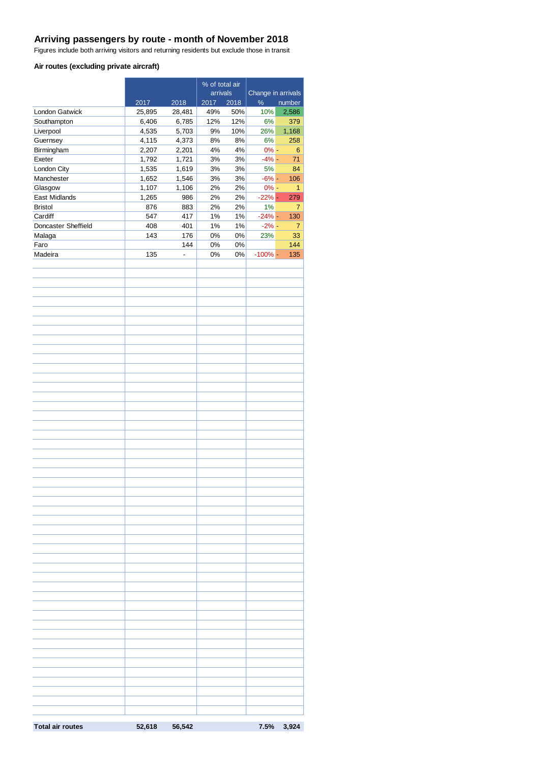# Arriving passengers by route - month of November 2018

Figures include both arriving visitors and returning residents but exclude those in transit

### Air routes (excluding private aircraft)

| | | | % of total air arrivals | | Change in arrivals | |
|---|---|---|---|---|---|---|
| | 2017 | 2018 | 2017 | 2018 | % | number |
| London Gatwick | 25,895 | 28,481 | 49% | 50% | 10% | 2,586 |
| Southampton | 6,406 | 6,785 | 12% | 12% | 6% | 379 |
| Liverpool | 4,535 | 5,703 | 9% | 10% | 26% | 1,168 |
| Guernsey | 4,115 | 4,373 | 8% | 8% | 6% | 258 |
| Birmingham | 2,207 | 2,201 | 4% | 4% | 0% | - 6 |
| Exeter | 1,792 | 1,721 | 3% | 3% | -4% | - 71 |
| London City | 1,535 | 1,619 | 3% | 3% | 5% | 84 |
| Manchester | 1,652 | 1,546 | 3% | 3% | -6% | - 106 |
| Glasgow | 1,107 | 1,106 | 2% | 2% | 0% | - 1 |
| East Midlands | 1,265 | 986 | 2% | 2% | -22% | - 279 |
| Bristol | 876 | 883 | 2% | 2% | 1% | 7 |
| Cardiff | 547 | 417 | 1% | 1% | -24% | - 130 |
| Doncaster Sheffield | 408 | 401 | 1% | 1% | -2% | - 7 |
| Malaga | 143 | 176 | 0% | 0% | 23% | 33 |
| Faro | | 144 | 0% | 0% | | 144 |
| Madeira | 135 | - | 0% | 0% | -100% | - 135 |
| **Total air routes** | **52,618** | **56,542** | | | **7.5%** | **3,924** |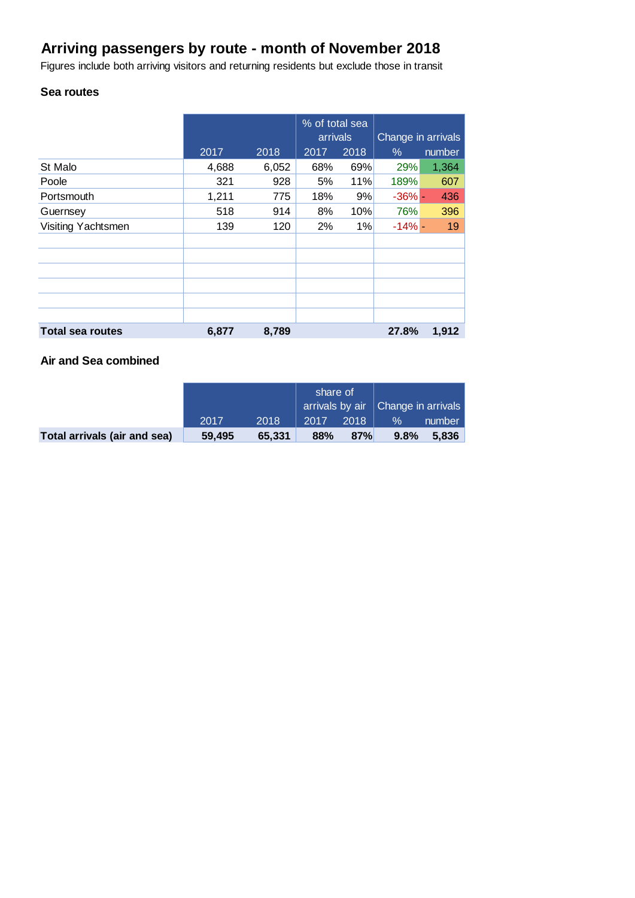# Arriving passengers by route - month of November 2018

Figures include both arriving visitors and returning residents but exclude those in transit

## Sea routes

| | | | % of total sea arrivals | | Change in arrivals | |
|---|---|---|---|---|---|---|
| | 2017 | 2018 | 2017 | 2018 | % | number |
| St Malo | 4,688 | 6,052 | 68% | 69% | 29% | 1,364 |
| Poole | 321 | 928 | 5% | 11% | 189% | 607 |
| Portsmouth | 1,211 | 775 | 18% | 9% | -36% | - 436 |
| Guernsey | 518 | 914 | 8% | 10% | 76% | 396 |
| Visiting Yachtsmen | 139 | 120 | 2% | 1% | -14% | - 19 |
| **Total sea routes** | **6,877** | **8,789** | | | **27.8%** | **1,912** |

## Air and Sea combined

| | | | share of arrivals by air | | Change in arrivals | |
|---|---|---|---|---|---|---|
| | 2017 | 2018 | 2017 | 2018 | % | number |
| **Total arrivals (air and sea)** | **59,495** | **65,331** | **88%** | **87%** | **9.8%** | **5,836** |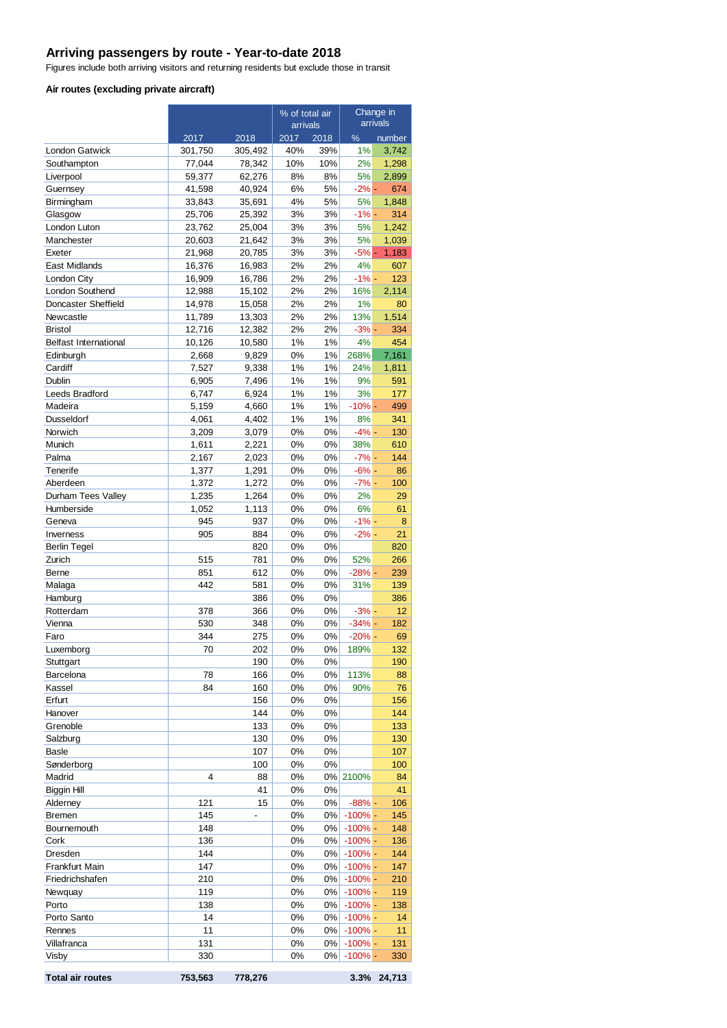## Arriving passengers by route - Year-to-date 2018

Figures include both arriving visitors and returning residents but exclude those in transit

### Air routes (excluding private aircraft)

| | | | % of total air arrivals | | Change in arrivals | |
|---|---|---|---|---|---|---|
| | 2017 | 2018 | 2017 | 2018 | % | number |
| London Gatwick | 301,750 | 305,492 | 40% | 39% | 1% | 3,742 |
| Southampton | 77,044 | 78,342 | 10% | 10% | 2% | 1,298 |
| Liverpool | 59,377 | 62,276 | 8% | 8% | 5% | 2,899 |
| Guernsey | 41,598 | 40,924 | 6% | 5% | -2% | - 674 |
| Birmingham | 33,843 | 35,691 | 4% | 5% | 5% | 1,848 |
| Glasgow | 25,706 | 25,392 | 3% | 3% | -1% | - 314 |
| London Luton | 23,762 | 25,004 | 3% | 3% | 5% | 1,242 |
| Manchester | 20,603 | 21,642 | 3% | 3% | 5% | 1,039 |
| Exeter | 21,968 | 20,785 | 3% | 3% | -5% | - 1,183 |
| East Midlands | 16,376 | 16,983 | 2% | 2% | 4% | 607 |
| London City | 16,909 | 16,786 | 2% | 2% | -1% | - 123 |
| London Southend | 12,988 | 15,102 | 2% | 2% | 16% | 2,114 |
| Doncaster Sheffield | 14,978 | 15,058 | 2% | 2% | 1% | 80 |
| Newcastle | 11,789 | 13,303 | 2% | 2% | 13% | 1,514 |
| Bristol | 12,716 | 12,382 | 2% | 2% | -3% | - 334 |
| Belfast International | 10,126 | 10,580 | 1% | 1% | 4% | 454 |
| Edinburgh | 2,668 | 9,829 | 0% | 1% | 268% | 7,161 |
| Cardiff | 7,527 | 9,338 | 1% | 1% | 24% | 1,811 |
| Dublin | 6,905 | 7,496 | 1% | 1% | 9% | 591 |
| Leeds Bradford | 6,747 | 6,924 | 1% | 1% | 3% | 177 |
| Madeira | 5,159 | 4,660 | 1% | 1% | -10% | - 499 |
| Dusseldorf | 4,061 | 4,402 | 1% | 1% | 8% | 341 |
| Norwich | 3,209 | 3,079 | 0% | 0% | -4% | - 130 |
| Munich | 1,611 | 2,221 | 0% | 0% | 38% | 610 |
| Palma | 2,167 | 2,023 | 0% | 0% | -7% | - 144 |
| Tenerife | 1,377 | 1,291 | 0% | 0% | -6% | - 86 |
| Aberdeen | 1,372 | 1,272 | 0% | 0% | -7% | - 100 |
| Durham Tees Valley | 1,235 | 1,264 | 0% | 0% | 2% | 29 |
| Humberside | 1,052 | 1,113 | 0% | 0% | 6% | 61 |
| Geneva | 945 | 937 | 0% | 0% | -1% | - 8 |
| Inverness | 905 | 884 | 0% | 0% | -2% | - 21 |
| Berlin Tegel | | 820 | 0% | 0% | | 820 |
| Zurich | 515 | 781 | 0% | 0% | 52% | 266 |
| Berne | 851 | 612 | 0% | 0% | -28% | - 239 |
| Malaga | 442 | 581 | 0% | 0% | 31% | 139 |
| Hamburg | | 386 | 0% | 0% | | 386 |
| Rotterdam | 378 | 366 | 0% | 0% | -3% | - 12 |
| Vienna | 530 | 348 | 0% | 0% | -34% | - 182 |
| Faro | 344 | 275 | 0% | 0% | -20% | - 69 |
| Luxemborg | 70 | 202 | 0% | 0% | 189% | 132 |
| Stuttgart | | 190 | 0% | 0% | | 190 |
| Barcelona | 78 | 166 | 0% | 0% | 113% | 88 |
| Kassel | 84 | 160 | 0% | 0% | 90% | 76 |
| Erfurt | | 156 | 0% | 0% | | 156 |
| Hanover | | 144 | 0% | 0% | | 144 |
| Grenoble | | 133 | 0% | 0% | | 133 |
| Salzburg | | 130 | 0% | 0% | | 130 |
| Basle | | 107 | 0% | 0% | | 107 |
| Sønderborg | | 100 | 0% | 0% | | 100 |
| Madrid | 4 | 88 | 0% | 0% | 2100% | 84 |
| Biggin Hill | | 41 | 0% | 0% | | 41 |
| Alderney | 121 | 15 | 0% | 0% | -88% | - 106 |
| Bremen | 145 | - | 0% | 0% | -100% | - 145 |
| Bournemouth | 148 | | 0% | 0% | -100% | - 148 |
| Cork | 136 | | 0% | 0% | -100% | - 136 |
| Dresden | 144 | | 0% | 0% | -100% | - 144 |
| Frankfurt Main | 147 | | 0% | 0% | -100% | - 147 |
| Friedrichshafen | 210 | | 0% | 0% | -100% | - 210 |
| Newquay | 119 | | 0% | 0% | -100% | - 119 |
| Porto | 138 | | 0% | 0% | -100% | - 138 |
| Porto Santo | 14 | | 0% | 0% | -100% | - 14 |
| Rennes | 11 | | 0% | 0% | -100% | - 11 |
| Villafranca | 131 | | 0% | 0% | -100% | - 131 |
| Visby | 330 | | 0% | 0% | -100% | - 330 |
| **Total air routes** | **753,563** | **778,276** | | | **3.3%** | **24,713** |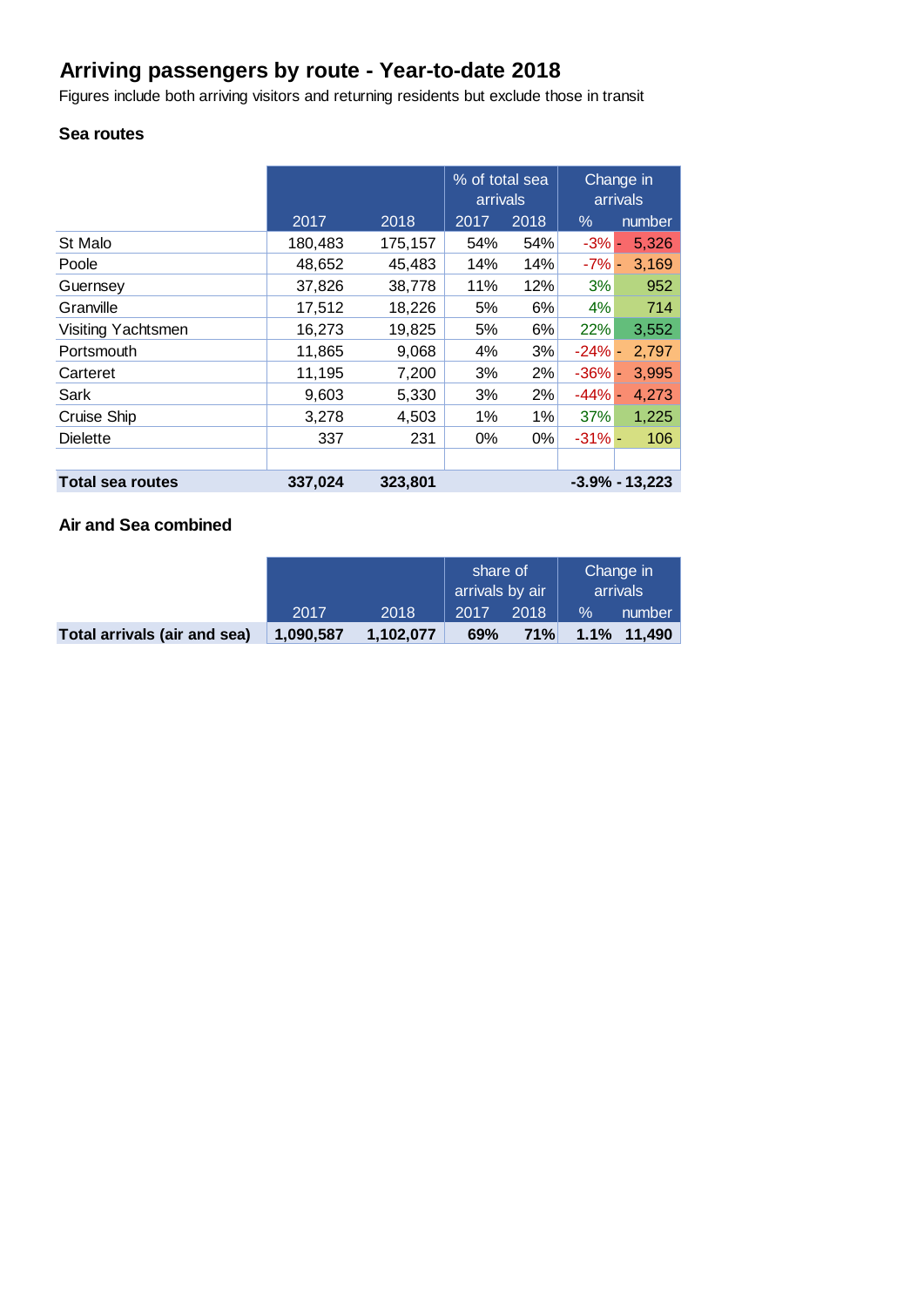# Arriving passengers by route - Year-to-date 2018

Figures include both arriving visitors and returning residents but exclude those in transit

## Sea routes

| | | | % of total sea arrivals | | Change in arrivals | |
|---|---|---|---|---|---|---|
| | 2017 | 2018 | 2017 | 2018 | % | number |
| St Malo | 180,483 | 175,157 | 54% | 54% | -3% | - 5,326 |
| Poole | 48,652 | 45,483 | 14% | 14% | -7% | - 3,169 |
| Guernsey | 37,826 | 38,778 | 11% | 12% | 3% | 952 |
| Granville | 17,512 | 18,226 | 5% | 6% | 4% | 714 |
| Visiting Yachtsmen | 16,273 | 19,825 | 5% | 6% | 22% | 3,552 |
| Portsmouth | 11,865 | 9,068 | 4% | 3% | -24% | - 2,797 |
| Carteret | 11,195 | 7,200 | 3% | 2% | -36% | - 3,995 |
| Sark | 9,603 | 5,330 | 3% | 2% | -44% | - 4,273 |
| Cruise Ship | 3,278 | 4,503 | 1% | 1% | 37% | 1,225 |
| Dielette | 337 | 231 | 0% | 0% | -31% | - 106 |
| | | | | | | |
| **Total sea routes** | **337,024** | **323,801** | | | **-3.9%** | **- 13,223** |

## Air and Sea combined

| | | | share of arrivals by air | | Change in arrivals | |
|---|---|---|---|---|---|---|
| | 2017 | 2018 | 2017 | 2018 | % | number |
| **Total arrivals (air and sea)** | **1,090,587** | **1,102,077** | **69%** | **71%** | **1.1%** | **11,490** |